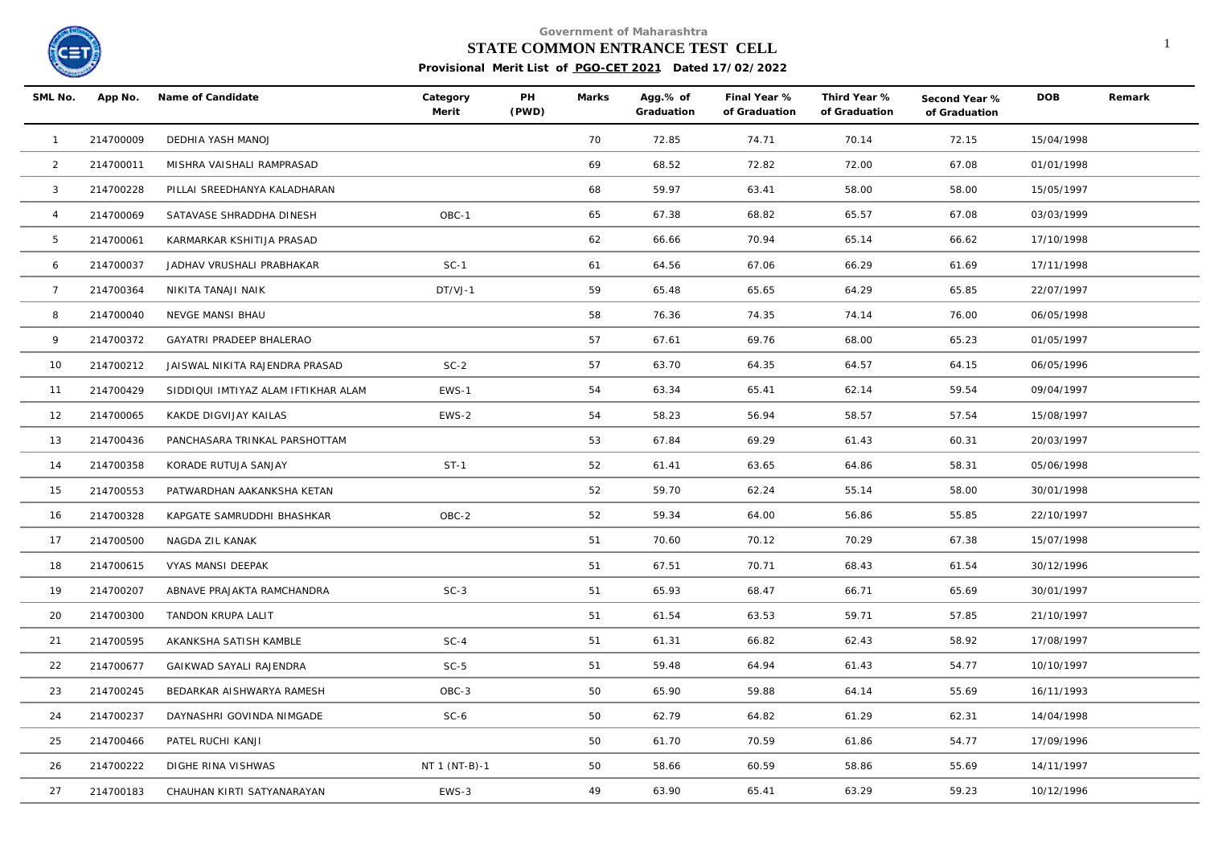Government of Maharashtra

# STATE COMMON ENTRANCE TEST CELL

**Provisional Merit List of PGO-CET 2021 Dated 17/02/2022**

| SML No. | App No. | Name of Candidate | Category Merit | PH (PWD) | Marks | Agg.% of Graduation | Final Year % of Graduation | Third Year % of Graduation | Second Year % of Graduation | DOB | Remark |
|---|---|---|---|---|---|---|---|---|---|---|---|
| 1 | 214700009 | DEDHIA YASH MANOJ | | | 70 | 72.85 | 74.71 | 70.14 | 72.15 | 15/04/1998 | |
| 2 | 214700011 | MISHRA VAISHALI RAMPRASAD | | | 69 | 68.52 | 72.82 | 72.00 | 67.08 | 01/01/1998 | |
| 3 | 214700228 | PILLAI SREEDHANYA KALADHARAN | | | 68 | 59.97 | 63.41 | 58.00 | 58.00 | 15/05/1997 | |
| 4 | 214700069 | SATAVASE SHRADDHA DINESH | OBC-1 | | 65 | 67.38 | 68.82 | 65.57 | 67.08 | 03/03/1999 | |
| 5 | 214700061 | KARMARKAR KSHITIJA PRASAD | | | 62 | 66.66 | 70.94 | 65.14 | 66.62 | 17/10/1998 | |
| 6 | 214700037 | JADHAV VRUSHALI PRABHAKAR | SC-1 | | 61 | 64.56 | 67.06 | 66.29 | 61.69 | 17/11/1998 | |
| 7 | 214700364 | NIKITA TANAJI NAIK | DT/VJ-1 | | 59 | 65.48 | 65.65 | 64.29 | 65.85 | 22/07/1997 | |
| 8 | 214700040 | NEVGE MANSI BHAU | | | 58 | 76.36 | 74.35 | 74.14 | 76.00 | 06/05/1998 | |
| 9 | 214700372 | GAYATRI PRADEEP BHALERAO | | | 57 | 67.61 | 69.76 | 68.00 | 65.23 | 01/05/1997 | |
| 10 | 214700212 | JAISWAL NIKITA RAJENDRA PRASAD | SC-2 | | 57 | 63.70 | 64.35 | 64.57 | 64.15 | 06/05/1996 | |
| 11 | 214700429 | SIDDIQUI IMTIYAZ ALAM IFTIKHAR ALAM | EWS-1 | | 54 | 63.34 | 65.41 | 62.14 | 59.54 | 09/04/1997 | |
| 12 | 214700065 | KAKDE DIGVIJAY KAILAS | EWS-2 | | 54 | 58.23 | 56.94 | 58.57 | 57.54 | 15/08/1997 | |
| 13 | 214700436 | PANCHASARA TRINKAL PARSHOTTAM | | | 53 | 67.84 | 69.29 | 61.43 | 60.31 | 20/03/1997 | |
| 14 | 214700358 | KORADE RUTUJA SANJAY | ST-1 | | 52 | 61.41 | 63.65 | 64.86 | 58.31 | 05/06/1998 | |
| 15 | 214700553 | PATWARDHAN AAKANKSHA KETAN | | | 52 | 59.70 | 62.24 | 55.14 | 58.00 | 30/01/1998 | |
| 16 | 214700328 | KAPGATE SAMRUDDHI BHASHKAR | OBC-2 | | 52 | 59.34 | 64.00 | 56.86 | 55.85 | 22/10/1997 | |
| 17 | 214700500 | NAGDA ZIL KANAK | | | 51 | 70.60 | 70.12 | 70.29 | 67.38 | 15/07/1998 | |
| 18 | 214700615 | VYAS MANSI DEEPAK | | | 51 | 67.51 | 70.71 | 68.43 | 61.54 | 30/12/1996 | |
| 19 | 214700207 | ABNAVE PRAJAKTA RAMCHANDRA | SC-3 | | 51 | 65.93 | 68.47 | 66.71 | 65.69 | 30/01/1997 | |
| 20 | 214700300 | TANDON KRUPA LALIT | | | 51 | 61.54 | 63.53 | 59.71 | 57.85 | 21/10/1997 | |
| 21 | 214700595 | AKANKSHA SATISH KAMBLE | SC-4 | | 51 | 61.31 | 66.82 | 62.43 | 58.92 | 17/08/1997 | |
| 22 | 214700677 | GAIKWAD SAYALI RAJENDRA | SC-5 | | 51 | 59.48 | 64.94 | 61.43 | 54.77 | 10/10/1997 | |
| 23 | 214700245 | BEDARKAR AISHWARYA RAMESH | OBC-3 | | 50 | 65.90 | 59.88 | 64.14 | 55.69 | 16/11/1993 | |
| 24 | 214700237 | DAYNASHRI GOVINDA NIMGADE | SC-6 | | 50 | 62.79 | 64.82 | 61.29 | 62.31 | 14/04/1998 | |
| 25 | 214700466 | PATEL RUCHI KANJI | | | 50 | 61.70 | 70.59 | 61.86 | 54.77 | 17/09/1996 | |
| 26 | 214700222 | DIGHE RINA VISHWAS | NT 1 (NT-B)-1 | | 50 | 58.66 | 60.59 | 58.86 | 55.69 | 14/11/1997 | |
| 27 | 214700183 | CHAUHAN KIRTI SATYANARAYAN | EWS-3 | | 49 | 63.90 | 65.41 | 63.29 | 59.23 | 10/12/1996 | |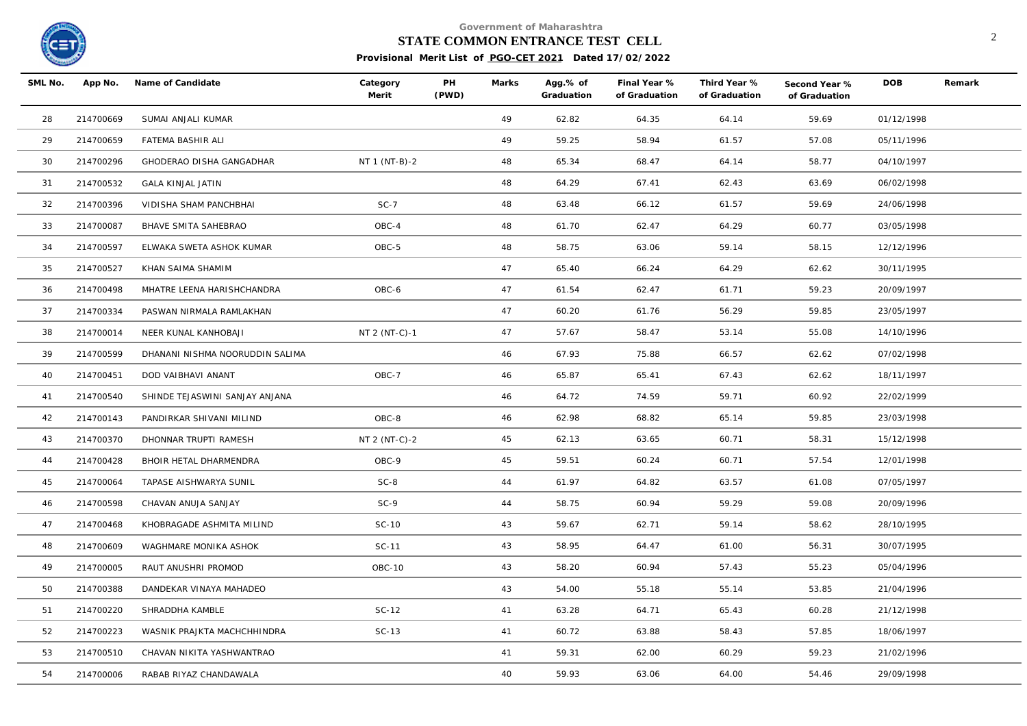Government of Maharashtra

**STATE COMMON ENTRANCE TEST CELL**

**Provisional Merit List of PGO-CET 2021 Dated 17/02/2022**

| SML No. | App No. | Name of Candidate | Category Merit | PH (PWD) | Marks | Agg.% of Graduation | Final Year % of Graduation | Third Year % of Graduation | Second Year % of Graduation | DOB | Remark |
|---|---|---|---|---|---|---|---|---|---|---|---|
| 28 | 214700669 | SUMAI ANJALI KUMAR | | | 49 | 62.82 | 64.35 | 64.14 | 59.69 | 01/12/1998 | |
| 29 | 214700659 | FATEMA BASHIR ALI | | | 49 | 59.25 | 58.94 | 61.57 | 57.08 | 05/11/1996 | |
| 30 | 214700296 | GHODERAO DISHA GANGADHAR | NT 1 (NT-B)-2 | | 48 | 65.34 | 68.47 | 64.14 | 58.77 | 04/10/1997 | |
| 31 | 214700532 | GALA KINJAL JATIN | | | 48 | 64.29 | 67.41 | 62.43 | 63.69 | 06/02/1998 | |
| 32 | 214700396 | VIDISHA SHAM PANCHBHAI | SC-7 | | 48 | 63.48 | 66.12 | 61.57 | 59.69 | 24/06/1998 | |
| 33 | 214700087 | BHAVE SMITA SAHEBRAO | OBC-4 | | 48 | 61.70 | 62.47 | 64.29 | 60.77 | 03/05/1998 | |
| 34 | 214700597 | ELWAKA SWETA ASHOK KUMAR | OBC-5 | | 48 | 58.75 | 63.06 | 59.14 | 58.15 | 12/12/1996 | |
| 35 | 214700527 | KHAN SAIMA SHAMIM | | | 47 | 65.40 | 66.24 | 64.29 | 62.62 | 30/11/1995 | |
| 36 | 214700498 | MHATRE LEENA HARISHCHANDRA | OBC-6 | | 47 | 61.54 | 62.47 | 61.71 | 59.23 | 20/09/1997 | |
| 37 | 214700334 | PASWAN NIRMALA RAMLAKHAN | | | 47 | 60.20 | 61.76 | 56.29 | 59.85 | 23/05/1997 | |
| 38 | 214700014 | NEER KUNAL KANHOBAJI | NT 2 (NT-C)-1 | | 47 | 57.67 | 58.47 | 53.14 | 55.08 | 14/10/1996 | |
| 39 | 214700599 | DHANANI NISHMA NOORUDDIN SALIMA | | | 46 | 67.93 | 75.88 | 66.57 | 62.62 | 07/02/1998 | |
| 40 | 214700451 | DOD VAIBHAVI ANANT | OBC-7 | | 46 | 65.87 | 65.41 | 67.43 | 62.62 | 18/11/1997 | |
| 41 | 214700540 | SHINDE TEJASWINI SANJAY ANJANA | | | 46 | 64.72 | 74.59 | 59.71 | 60.92 | 22/02/1999 | |
| 42 | 214700143 | PANDIRKAR SHIVANI MILIND | OBC-8 | | 46 | 62.98 | 68.82 | 65.14 | 59.85 | 23/03/1998 | |
| 43 | 214700370 | DHONNAR TRUPTI RAMESH | NT 2 (NT-C)-2 | | 45 | 62.13 | 63.65 | 60.71 | 58.31 | 15/12/1998 | |
| 44 | 214700428 | BHOIR HETAL DHARMENDRA | OBC-9 | | 45 | 59.51 | 60.24 | 60.71 | 57.54 | 12/01/1998 | |
| 45 | 214700064 | TAPASE AISHWARYA SUNIL | SC-8 | | 44 | 61.97 | 64.82 | 63.57 | 61.08 | 07/05/1997 | |
| 46 | 214700598 | CHAVAN ANUJA SANJAY | SC-9 | | 44 | 58.75 | 60.94 | 59.29 | 59.08 | 20/09/1996 | |
| 47 | 214700468 | KHOBRAGADE ASHMITA MILIND | SC-10 | | 43 | 59.67 | 62.71 | 59.14 | 58.62 | 28/10/1995 | |
| 48 | 214700609 | WAGHMARE MONIKA ASHOK | SC-11 | | 43 | 58.95 | 64.47 | 61.00 | 56.31 | 30/07/1995 | |
| 49 | 214700005 | RAUT ANUSHRI PROMOD | OBC-10 | | 43 | 58.20 | 60.94 | 57.43 | 55.23 | 05/04/1996 | |
| 50 | 214700388 | DANDEKAR VINAYA MAHADEO | | | 43 | 54.00 | 55.18 | 55.14 | 53.85 | 21/04/1996 | |
| 51 | 214700220 | SHRADDHA KAMBLE | SC-12 | | 41 | 63.28 | 64.71 | 65.43 | 60.28 | 21/12/1998 | |
| 52 | 214700223 | WASNIK PRAJKTA MACHCHHINDRA | SC-13 | | 41 | 60.72 | 63.88 | 58.43 | 57.85 | 18/06/1997 | |
| 53 | 214700510 | CHAVAN NIKITA YASHWANTRAO | | | 41 | 59.31 | 62.00 | 60.29 | 59.23 | 21/02/1996 | |
| 54 | 214700006 | RABAB RIYAZ CHANDAWALA | | | 40 | 59.93 | 63.06 | 64.00 | 54.46 | 29/09/1998 | |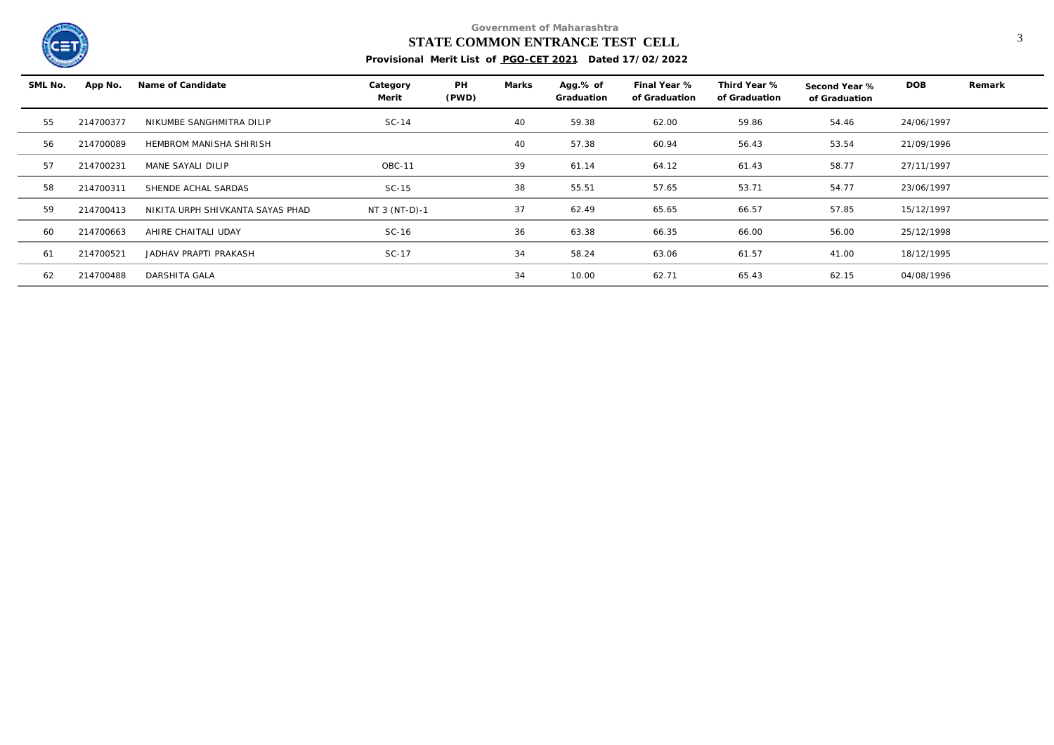Government of Maharashtra

**STATE COMMON ENTRANCE TEST CELL**

**Provisional Merit List of PGO-CET 2021 Dated 17/02/2022**

| SML No. | App No. | Name of Candidate | Category Merit | PH (PWD) | Marks | Agg.% of Graduation | Final Year % of Graduation | Third Year % of Graduation | Second Year % of Graduation | DOB | Remark |
|---|---|---|---|---|---|---|---|---|---|---|---|
| 55 | 214700377 | NIKUMBE SANGHMITRA DILIP | SC-14 | | 40 | 59.38 | 62.00 | 59.86 | 54.46 | 24/06/1997 | |
| 56 | 214700089 | HEMBROM MANISHA SHIRISH | | | 40 | 57.38 | 60.94 | 56.43 | 53.54 | 21/09/1996 | |
| 57 | 214700231 | MANE SAYALI DILIP | OBC-11 | | 39 | 61.14 | 64.12 | 61.43 | 58.77 | 27/11/1997 | |
| 58 | 214700311 | SHENDE ACHAL SARDAS | SC-15 | | 38 | 55.51 | 57.65 | 53.71 | 54.77 | 23/06/1997 | |
| 59 | 214700413 | NIKITA URPH SHIVKANTA SAYAS PHAD | NT 3 (NT-D)-1 | | 37 | 62.49 | 65.65 | 66.57 | 57.85 | 15/12/1997 | |
| 60 | 214700663 | AHIRE CHAITALI UDAY | SC-16 | | 36 | 63.38 | 66.35 | 66.00 | 56.00 | 25/12/1998 | |
| 61 | 214700521 | JADHAV PRAPTI PRAKASH | SC-17 | | 34 | 58.24 | 63.06 | 61.57 | 41.00 | 18/12/1995 | |
| 62 | 214700488 | DARSHITA GALA | | | 34 | 10.00 | 62.71 | 65.43 | 62.15 | 04/08/1996 | |